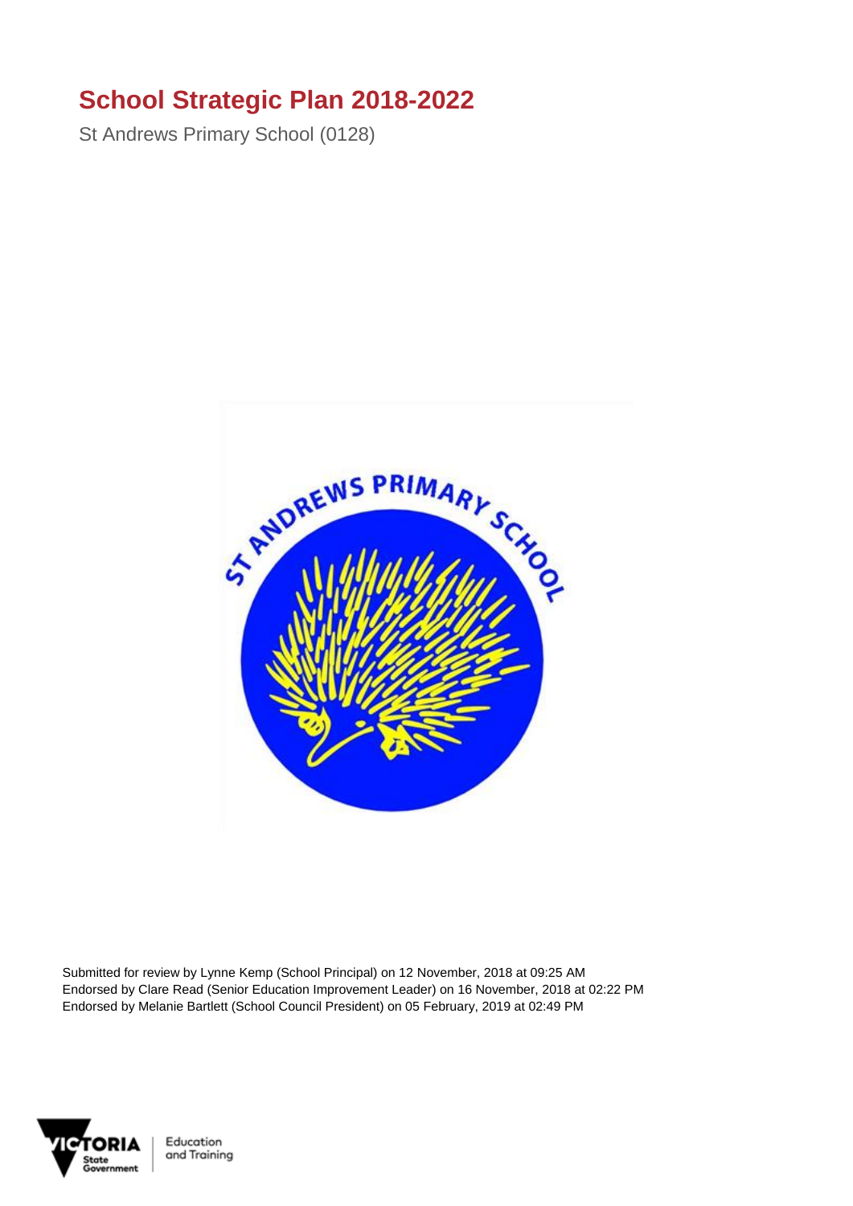# School Strategic Plan 2018-2022

St Andrews Primary School (0128)

Submitted for review by Lynne Kemp (School Principal) on 12 November, 2018 at 09:25 AM
Endorsed by Clare Read (Senior Education Improvement Leader) on 16 November, 2018 at 02:22 PM
Endorsed by Melanie Bartlett (School Council President) on 05 February, 2019 at 02:49 PM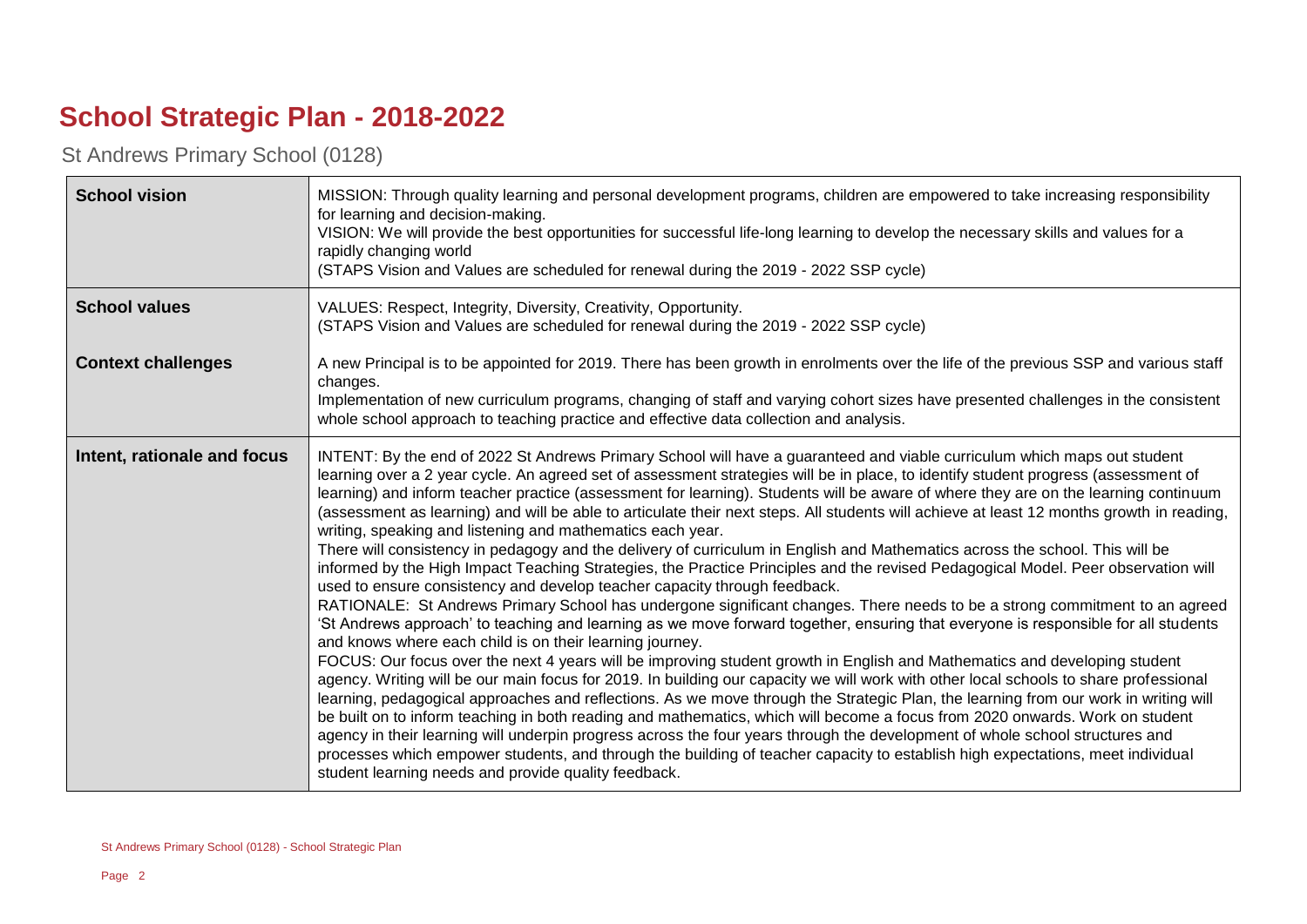# School Strategic Plan - 2018-2022

St Andrews Primary School (0128)

| | |
|---|---|
| **School vision** | MISSION: Through quality learning and personal development programs, children are empowered to take increasing responsibility for learning and decision-making.<br>VISION: We will provide the best opportunities for successful life-long learning to develop the necessary skills and values for a rapidly changing world<br>(STAPS Vision and Values are scheduled for renewal during the 2019 - 2022 SSP cycle) |
| **School values** | VALUES: Respect, Integrity, Diversity, Creativity, Opportunity.<br>(STAPS Vision and Values are scheduled for renewal during the 2019 - 2022 SSP cycle) |
| **Context challenges** | A new Principal is to be appointed for 2019. There has been growth in enrolments over the life of the previous SSP and various staff changes.<br>Implementation of new curriculum programs, changing of staff and varying cohort sizes have presented challenges in the consistent whole school approach to teaching practice and effective data collection and analysis. |
| **Intent, rationale and focus** | INTENT: By the end of 2022 St Andrews Primary School will have a guaranteed and viable curriculum which maps out student learning over a 2 year cycle. An agreed set of assessment strategies will be in place, to identify student progress (assessment of learning) and inform teacher practice (assessment for learning). Students will be aware of where they are on the learning continuum (assessment as learning) and will be able to articulate their next steps. All students will achieve at least 12 months growth in reading, writing, speaking and listening and mathematics each year.<br>There will consistency in pedagogy and the delivery of curriculum in English and Mathematics across the school. This will be informed by the High Impact Teaching Strategies, the Practice Principles and the revised Pedagogical Model. Peer observation will used to ensure consistency and develop teacher capacity through feedback.<br>RATIONALE: St Andrews Primary School has undergone significant changes. There needs to be a strong commitment to an agreed 'St Andrews approach' to teaching and learning as we move forward together, ensuring that everyone is responsible for all students and knows where each child is on their learning journey.<br>FOCUS: Our focus over the next 4 years will be improving student growth in English and Mathematics and developing student agency. Writing will be our main focus for 2019. In building our capacity we will work with other local schools to share professional learning, pedagogical approaches and reflections. As we move through the Strategic Plan, the learning from our work in writing will be built on to inform teaching in both reading and mathematics, which will become a focus from 2020 onwards. Work on student agency in their learning will underpin progress across the four years through the development of whole school structures and processes which empower students, and through the building of teacher capacity to establish high expectations, meet individual student learning needs and provide quality feedback. |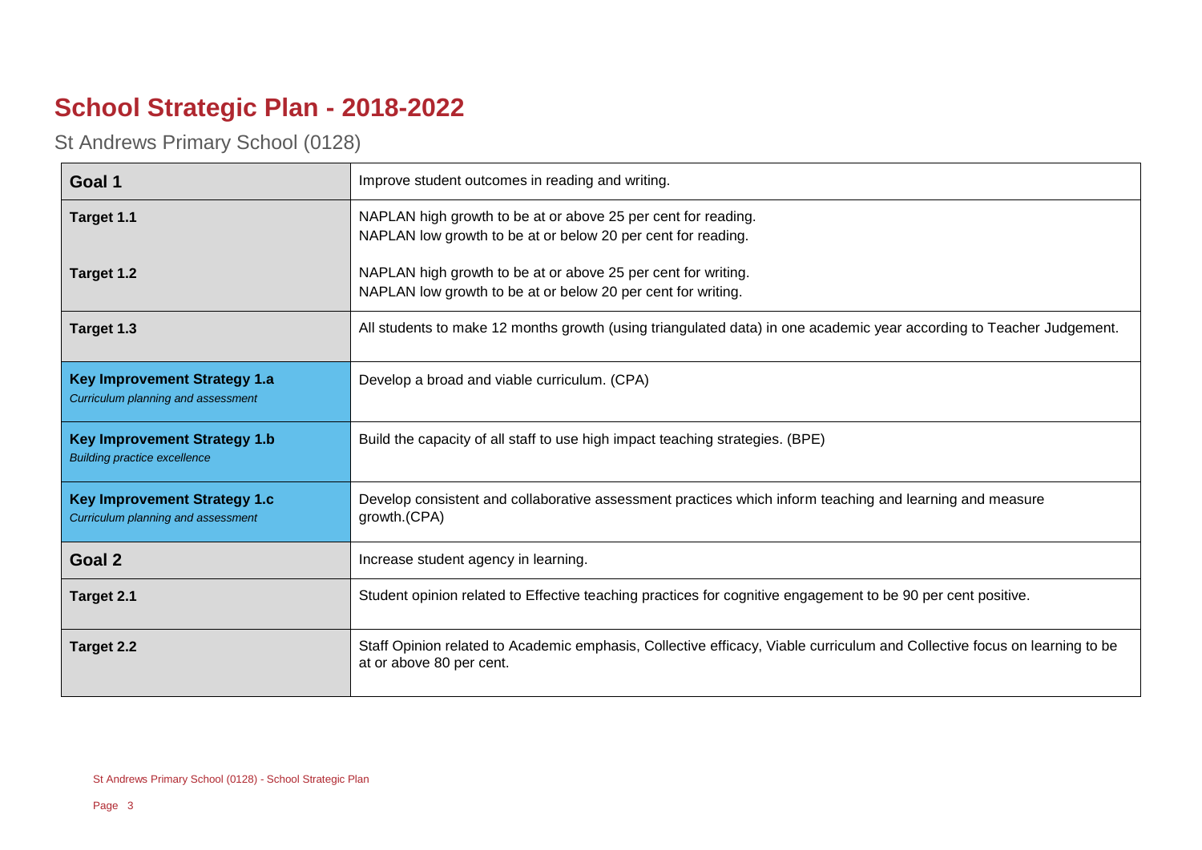# School Strategic Plan - 2018-2022

St Andrews Primary School (0128)

| | |
|---|---|
| **Goal 1** | Improve student outcomes in reading and writing. |
| **Target 1.1**<br><br>**Target 1.2** | NAPLAN high growth to be at or above 25 per cent for reading.<br>NAPLAN low growth to be at or below 20 per cent for reading.<br><br>NAPLAN high growth to be at or above 25 per cent for writing.<br>NAPLAN low growth to be at or below 20 per cent for writing. |
| **Target 1.3** | All students to make 12 months growth (using triangulated data) in one academic year according to Teacher Judgement. |
| **Key Improvement Strategy 1.a**<br>*Curriculum planning and assessment* | Develop a broad and viable curriculum. (CPA) |
| **Key Improvement Strategy 1.b**<br>*Building practice excellence* | Build the capacity of all staff to use high impact teaching strategies. (BPE) |
| **Key Improvement Strategy 1.c**<br>*Curriculum planning and assessment* | Develop consistent and collaborative assessment practices which inform teaching and learning and measure growth.(CPA) |
| **Goal 2** | Increase student agency in learning. |
| **Target 2.1** | Student opinion related to Effective teaching practices for cognitive engagement to be 90 per cent positive. |
| **Target 2.2** | Staff Opinion related to Academic emphasis, Collective efficacy, Viable curriculum and Collective focus on learning to be at or above 80 per cent. |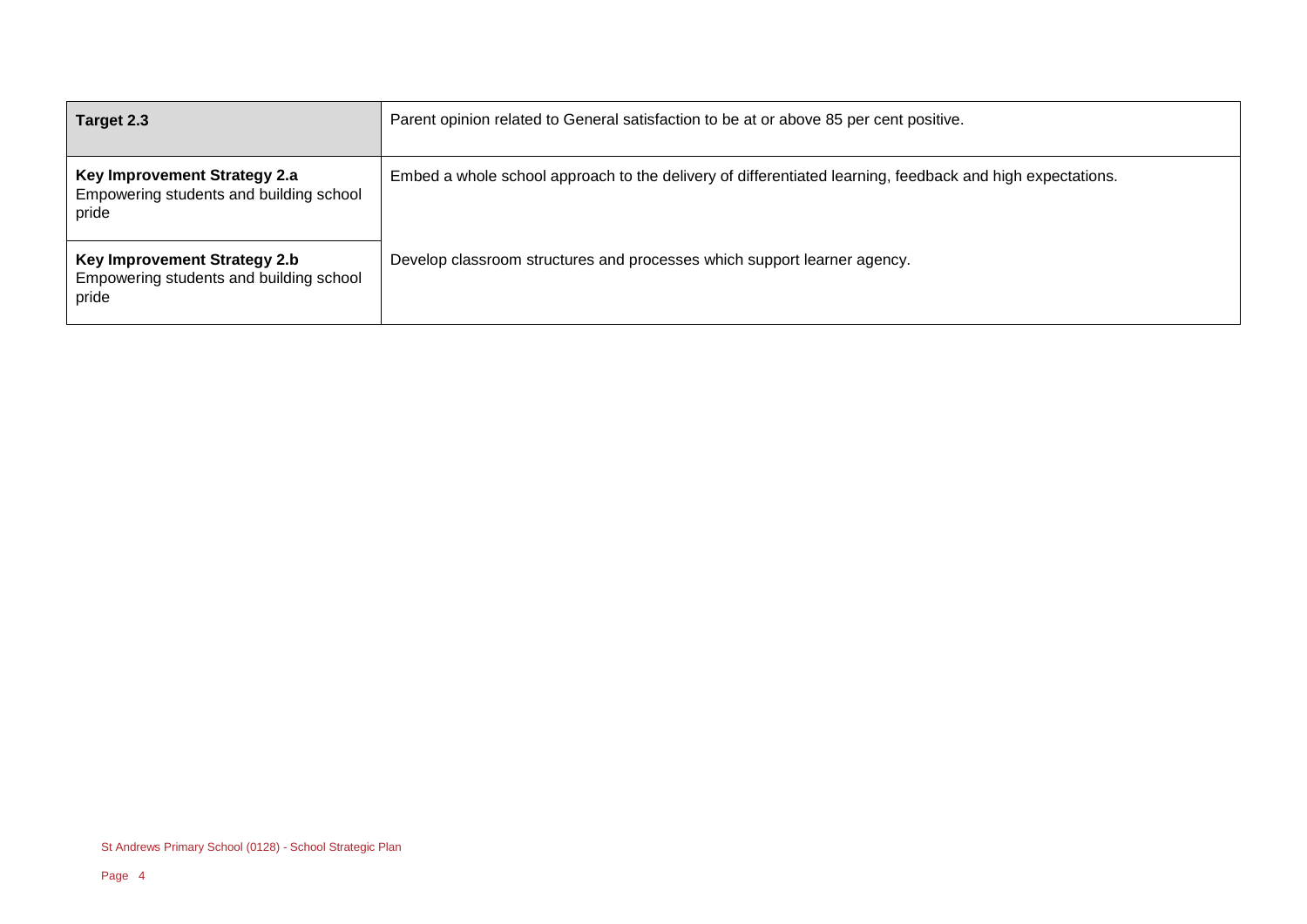| | |
|---|---|
| **Target 2.3** | Parent opinion related to General satisfaction to be at or above 85 per cent positive. |
| **Key Improvement Strategy 2.a** Empowering students and building school pride | Embed a whole school approach to the delivery of differentiated learning, feedback and high expectations. |
| **Key Improvement Strategy 2.b** Empowering students and building school pride | Develop classroom structures and processes which support learner agency. |